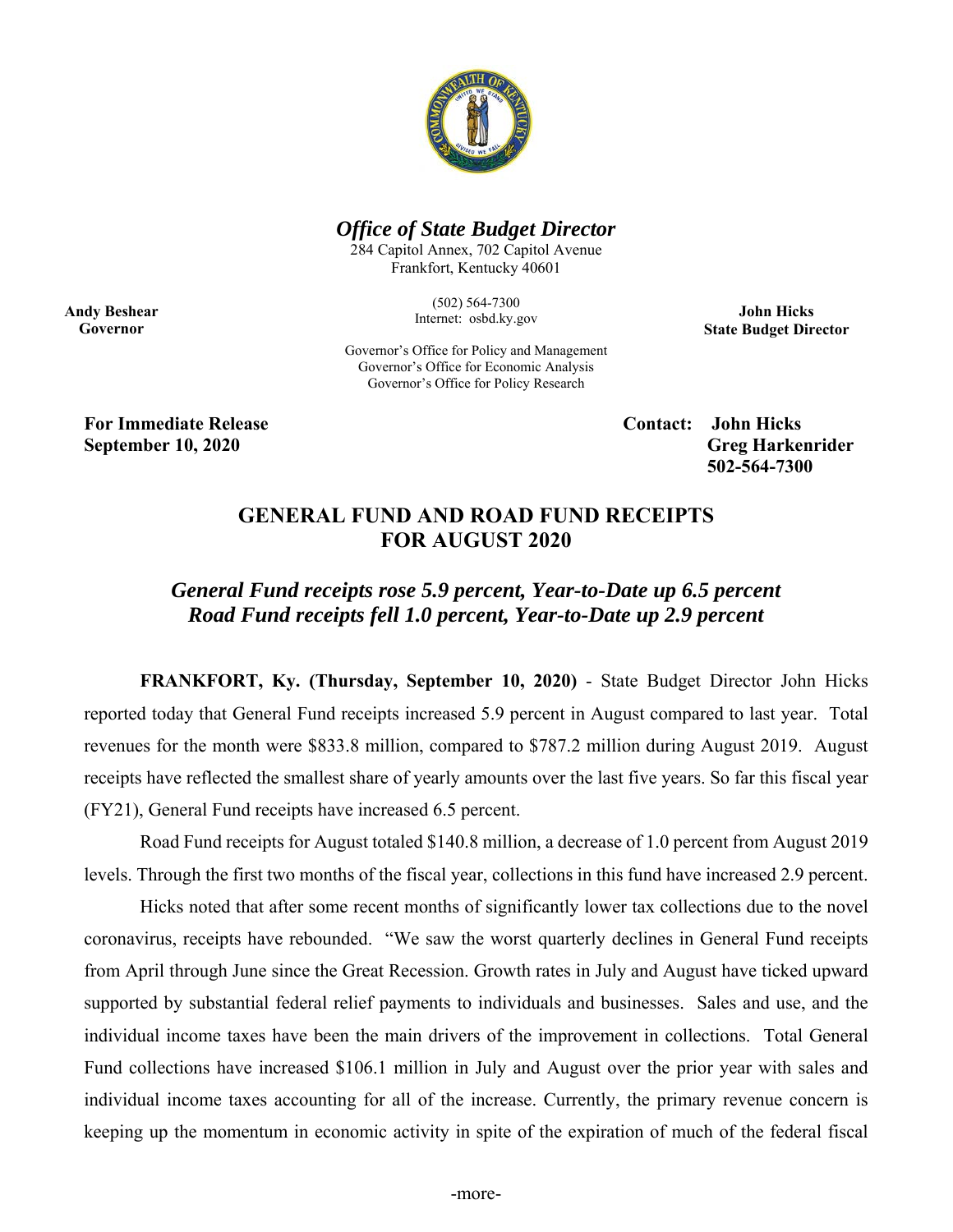***Office of State Budget Director***

284 Capitol Annex, 702 Capitol Avenue
Frankfort, Kentucky 40601

(502) 564-7300
Internet: osbd.ky.gov

**Andy Beshear**
**Governor**

**John Hicks**
**State Budget Director**

Governor's Office for Policy and Management
Governor's Office for Economic Analysis
Governor's Office for Policy Research

**For Immediate Release**
**September 10, 2020**

**Contact: John Hicks**
**Greg Harkenrider**
**502-564-7300**

# GENERAL FUND AND ROAD FUND RECEIPTS FOR AUGUST 2020

## *General Fund receipts rose 5.9 percent, Year-to-Date up 6.5 percent*
## *Road Fund receipts fell 1.0 percent, Year-to-Date up 2.9 percent*

**FRANKFORT, Ky. (Thursday, September 10, 2020)** - State Budget Director John Hicks reported today that General Fund receipts increased 5.9 percent in August compared to last year. Total revenues for the month were $833.8 million, compared to $787.2 million during August 2019. August receipts have reflected the smallest share of yearly amounts over the last five years. So far this fiscal year (FY21), General Fund receipts have increased 6.5 percent.

Road Fund receipts for August totaled $140.8 million, a decrease of 1.0 percent from August 2019 levels. Through the first two months of the fiscal year, collections in this fund have increased 2.9 percent.

Hicks noted that after some recent months of significantly lower tax collections due to the novel coronavirus, receipts have rebounded. "We saw the worst quarterly declines in General Fund receipts from April through June since the Great Recession. Growth rates in July and August have ticked upward supported by substantial federal relief payments to individuals and businesses. Sales and use, and the individual income taxes have been the main drivers of the improvement in collections. Total General Fund collections have increased $106.1 million in July and August over the prior year with sales and individual income taxes accounting for all of the increase. Currently, the primary revenue concern is keeping up the momentum in economic activity in spite of the expiration of much of the federal fiscal

-more-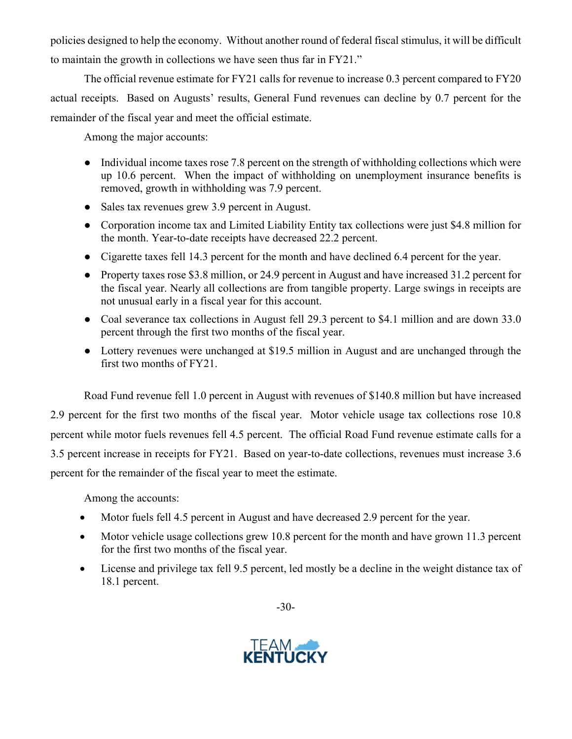policies designed to help the economy. Without another round of federal fiscal stimulus, it will be difficult to maintain the growth in collections we have seen thus far in FY21."

The official revenue estimate for FY21 calls for revenue to increase 0.3 percent compared to FY20 actual receipts. Based on Augusts' results, General Fund revenues can decline by 0.7 percent for the remainder of the fiscal year and meet the official estimate.

Among the major accounts:

- Individual income taxes rose 7.8 percent on the strength of withholding collections which were up 10.6 percent. When the impact of withholding on unemployment insurance benefits is removed, growth in withholding was 7.9 percent.
- Sales tax revenues grew 3.9 percent in August.
- Corporation income tax and Limited Liability Entity tax collections were just $4.8 million for the month. Year-to-date receipts have decreased 22.2 percent.
- Cigarette taxes fell 14.3 percent for the month and have declined 6.4 percent for the year.
- Property taxes rose $3.8 million, or 24.9 percent in August and have increased 31.2 percent for the fiscal year. Nearly all collections are from tangible property. Large swings in receipts are not unusual early in a fiscal year for this account.
- Coal severance tax collections in August fell 29.3 percent to $4.1 million and are down 33.0 percent through the first two months of the fiscal year.
- Lottery revenues were unchanged at $19.5 million in August and are unchanged through the first two months of FY21.

Road Fund revenue fell 1.0 percent in August with revenues of $140.8 million but have increased 2.9 percent for the first two months of the fiscal year. Motor vehicle usage tax collections rose 10.8 percent while motor fuels revenues fell 4.5 percent. The official Road Fund revenue estimate calls for a 3.5 percent increase in receipts for FY21. Based on year-to-date collections, revenues must increase 3.6 percent for the remainder of the fiscal year to meet the estimate.

Among the accounts:

- Motor fuels fell 4.5 percent in August and have decreased 2.9 percent for the year.
- Motor vehicle usage collections grew 10.8 percent for the month and have grown 11.3 percent for the first two months of the fiscal year.
- License and privilege tax fell 9.5 percent, led mostly be a decline in the weight distance tax of 18.1 percent.

TEAM KENTUCKY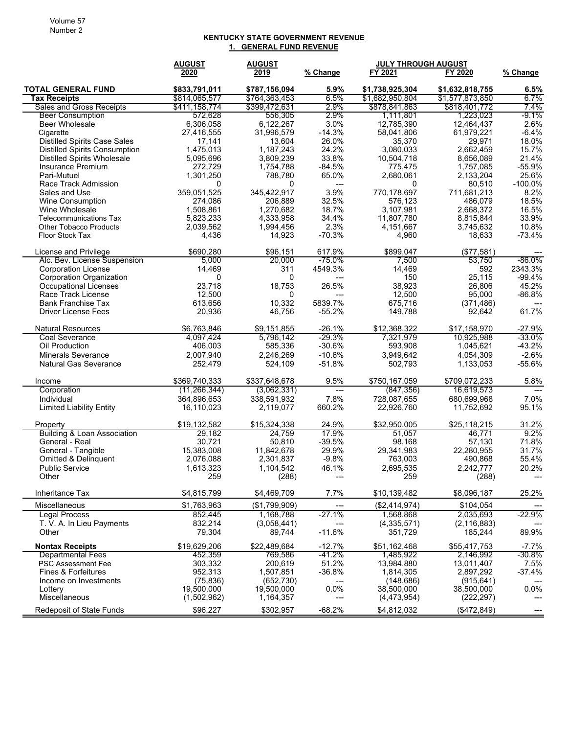# KENTUCKY STATE GOVERNMENT REVENUE

## 1. GENERAL FUND REVENUE

| | AUGUST 2020 | AUGUST 2019 | % Change | JULY THROUGH AUGUST FY 2021 | FY 2020 | % Change |
|---|---|---|---|---|---|---|
| **TOTAL GENERAL FUND** | **$833,791,011** | **$787,156,094** | **5.9%** | **$1,738,925,304** | **$1,632,818,755** | **6.5%** |
| **Tax Receipts** | $814,065,577 | $764,363,453 | 6.5% | $1,682,950,804 | $1,577,873,850 | 6.7% |
| Sales and Gross Receipts | $411,158,774 | $399,472,631 | 2.9% | $878,841,863 | $818,401,772 | 7.4% |
| Beer Consumption | 572,628 | 556,305 | 2.9% | 1,111,801 | 1,223,023 | -9.1% |
| Beer Wholesale | 6,306,058 | 6,122,267 | 3.0% | 12,785,390 | 12,464,437 | 2.6% |
| Cigarette | 27,416,555 | 31,996,579 | -14.3% | 58,041,806 | 61,979,221 | -6.4% |
| Distilled Spirits Case Sales | 17,141 | 13,604 | 26.0% | 35,370 | 29,971 | 18.0% |
| Distilled Spirits Consumption | 1,475,013 | 1,187,243 | 24.2% | 3,080,033 | 2,662,459 | 15.7% |
| Distilled Spirits Wholesale | 5,095,696 | 3,809,239 | 33.8% | 10,504,718 | 8,656,089 | 21.4% |
| Insurance Premium | 272,729 | 1,754,788 | -84.5% | 775,475 | 1,757,085 | -55.9% |
| Pari-Mutuel | 1,301,250 | 788,780 | 65.0% | 2,680,061 | 2,133,204 | 25.6% |
| Race Track Admission | 0 | 0 | --- | 0 | 80,510 | -100.0% |
| Sales and Use | 359,051,525 | 345,422,917 | 3.9% | 770,178,697 | 711,681,213 | 8.2% |
| Wine Consumption | 274,086 | 206,889 | 32.5% | 576,123 | 486,079 | 18.5% |
| Wine Wholesale | 1,508,861 | 1,270,682 | 18.7% | 3,107,981 | 2,668,372 | 16.5% |
| Telecommunications Tax | 5,823,233 | 4,333,958 | 34.4% | 11,807,780 | 8,815,844 | 33.9% |
| Other Tobacco Products | 2,039,562 | 1,994,456 | 2.3% | 4,151,667 | 3,745,632 | 10.8% |
| Floor Stock Tax | 4,436 | 14,923 | -70.3% | 4,960 | 18,633 | -73.4% |
| License and Privilege | $690,280 | $96,151 | 617.9% | $899,047 | ($77,581) | --- |
| Alc. Bev. License Suspension | 5,000 | 20,000 | -75.0% | 7,500 | 53,750 | -86.0% |
| Corporation License | 14,469 | 311 | 4549.3% | 14,469 | 592 | 2343.3% |
| Corporation Organization | 0 | 0 | --- | 150 | 25,115 | -99.4% |
| Occupational Licenses | 23,718 | 18,753 | 26.5% | 38,923 | 26,806 | 45.2% |
| Race Track License | 12,500 | 0 | --- | 12,500 | 95,000 | -86.8% |
| Bank Franchise Tax | 613,656 | 10,332 | 5839.7% | 675,716 | (371,486) | --- |
| Driver License Fees | 20,936 | 46,756 | -55.2% | 149,788 | 92,642 | 61.7% |
| Natural Resources | $6,763,846 | $9,151,855 | -26.1% | $12,368,322 | $17,158,970 | -27.9% |
| Coal Severance | 4,097,424 | 5,796,142 | -29.3% | 7,321,979 | 10,925,988 | -33.0% |
| Oil Production | 406,003 | 585,336 | -30.6% | 593,908 | 1,045,621 | -43.2% |
| Minerals Severance | 2,007,940 | 2,246,269 | -10.6% | 3,949,642 | 4,054,309 | -2.6% |
| Natural Gas Severance | 252,479 | 524,109 | -51.8% | 502,793 | 1,133,053 | -55.6% |
| Income | $369,740,333 | $337,648,678 | 9.5% | $750,167,059 | $709,072,233 | 5.8% |
| Corporation | (11,266,344) | (3,062,331) | --- | (847,356) | 16,619,573 | --- |
| Individual | 364,896,653 | 338,591,932 | 7.8% | 728,087,655 | 680,699,968 | 7.0% |
| Limited Liability Entity | 16,110,023 | 2,119,077 | 660.2% | 22,926,760 | 11,752,692 | 95.1% |
| Property | $19,132,582 | $15,324,338 | 24.9% | $32,950,005 | $25,118,215 | 31.2% |
| Building & Loan Association | 29,182 | 24,759 | 17.9% | 51,057 | 46,771 | 9.2% |
| General - Real | 30,721 | 50,810 | -39.5% | 98,168 | 57,130 | 71.8% |
| General - Tangible | 15,383,008 | 11,842,678 | 29.9% | 29,341,983 | 22,280,955 | 31.7% |
| Omitted & Delinquent | 2,076,088 | 2,301,837 | -9.8% | 763,003 | 490,868 | 55.4% |
| Public Service | 1,613,323 | 1,104,542 | 46.1% | 2,695,535 | 2,242,777 | 20.2% |
| Other | 259 | (288) | --- | 259 | (288) | --- |
| Inheritance Tax | $4,815,799 | $4,469,709 | 7.7% | $10,139,482 | $8,096,187 | 25.2% |
| Miscellaneous | $1,763,963 | ($1,799,909) | --- | ($2,414,974) | $104,054 | --- |
| Legal Process | 852,445 | 1,168,788 | -27.1% | 1,568,868 | 2,035,693 | -22.9% |
| T. V. A. In Lieu Payments | 832,214 | (3,058,441) | --- | (4,335,571) | (2,116,883) | --- |
| Other | 79,304 | 89,744 | -11.6% | 351,729 | 185,244 | 89.9% |
| **Nontax Receipts** | $19,629,206 | $22,489,684 | -12.7% | $51,162,468 | $55,417,753 | -7.7% |
| Departmental Fees | 452,359 | 769,586 | -41.2% | 1,485,922 | 2,146,992 | -30.8% |
| PSC Assessment Fee | 303,332 | 200,619 | 51.2% | 13,984,880 | 13,011,407 | 7.5% |
| Fines & Forfeitures | 952,313 | 1,507,851 | -36.8% | 1,814,305 | 2,897,292 | -37.4% |
| Income on Investments | (75,836) | (652,730) | --- | (148,686) | (915,641) | --- |
| Lottery | 19,500,000 | 19,500,000 | 0.0% | 38,500,000 | 38,500,000 | 0.0% |
| Miscellaneous | (1,502,962) | 1,164,357 | --- | (4,473,954) | (222,297) | --- |
| Redeposit of State Funds | $96,227 | $302,957 | -68.2% | $4,812,032 | ($472,849) | --- |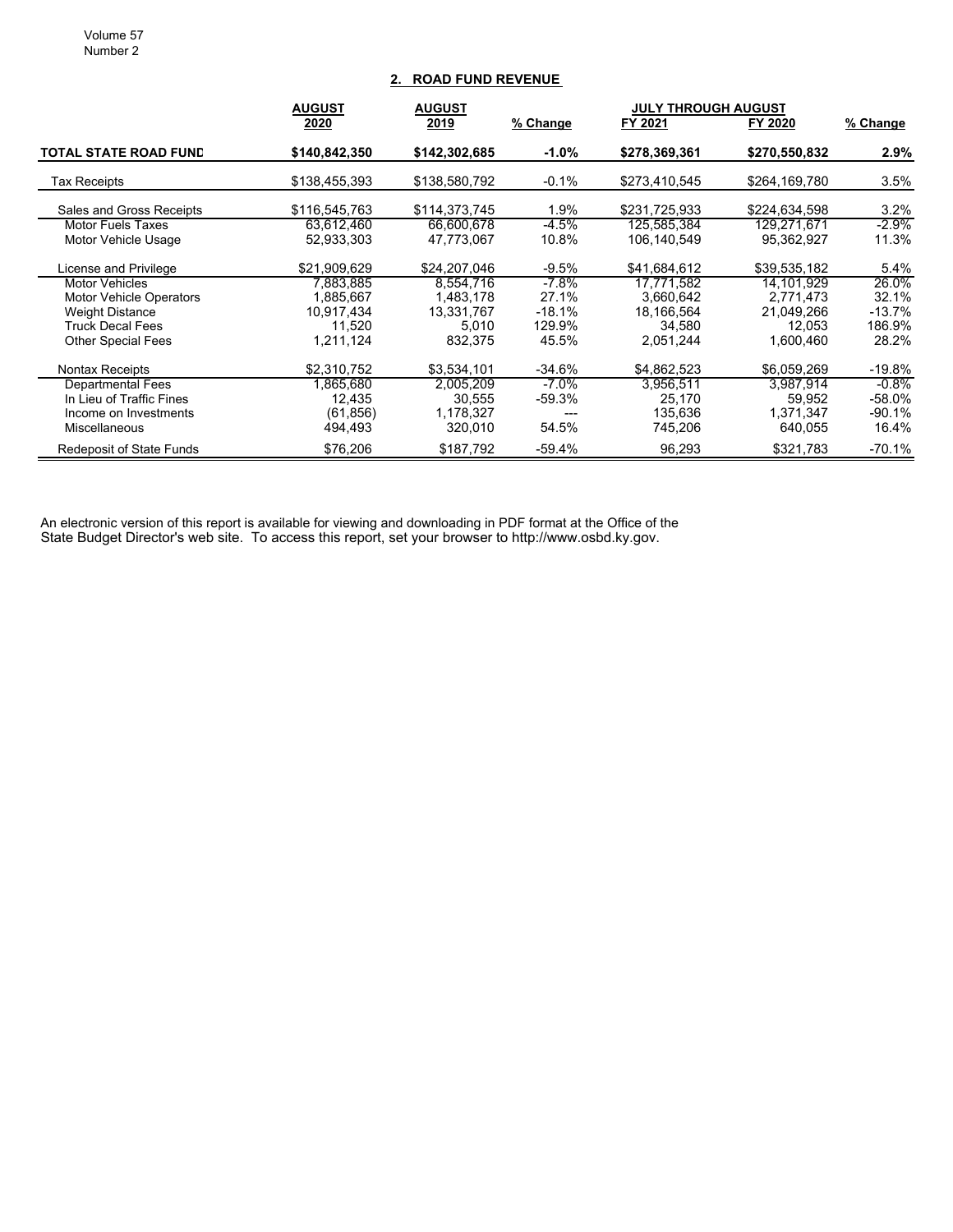## 2. ROAD FUND REVENUE

| | AUGUST 2020 | AUGUST 2019 | % Change | JULY THROUGH AUGUST FY 2021 | FY 2020 | % Change |
|---|---|---|---|---|---|---|
| **TOTAL STATE ROAD FUND** | **$140,842,350** | **$142,302,685** | **-1.0%** | **$278,369,361** | **$270,550,832** | **2.9%** |
| Tax Receipts | $138,455,393 | $138,580,792 | -0.1% | $273,410,545 | $264,169,780 | 3.5% |
| Sales and Gross Receipts | $116,545,763 | $114,373,745 | 1.9% | $231,725,933 | $224,634,598 | 3.2% |
| Motor Fuels Taxes | 63,612,460 | 66,600,678 | -4.5% | 125,585,384 | 129,271,671 | -2.9% |
| Motor Vehicle Usage | 52,933,303 | 47,773,067 | 10.8% | 106,140,549 | 95,362,927 | 11.3% |
| License and Privilege | $21,909,629 | $24,207,046 | -9.5% | $41,684,612 | $39,535,182 | 5.4% |
| Motor Vehicles | 7,883,885 | 8,554,716 | -7.8% | 17,771,582 | 14,101,929 | 26.0% |
| Motor Vehicle Operators | 1,885,667 | 1,483,178 | 27.1% | 3,660,642 | 2,771,473 | 32.1% |
| Weight Distance | 10,917,434 | 13,331,767 | -18.1% | 18,166,564 | 21,049,266 | -13.7% |
| Truck Decal Fees | 11,520 | 5,010 | 129.9% | 34,580 | 12,053 | 186.9% |
| Other Special Fees | 1,211,124 | 832,375 | 45.5% | 2,051,244 | 1,600,460 | 28.2% |
| Nontax Receipts | $2,310,752 | $3,534,101 | -34.6% | $4,862,523 | $6,059,269 | -19.8% |
| Departmental Fees | 1,865,680 | 2,005,209 | -7.0% | 3,956,511 | 3,987,914 | -0.8% |
| In Lieu of Traffic Fines | 12,435 | 30,555 | -59.3% | 25,170 | 59,952 | -58.0% |
| Income on Investments | (61,856) | 1,178,327 | --- | 135,636 | 1,371,347 | -90.1% |
| Miscellaneous | 494,493 | 320,010 | 54.5% | 745,206 | 640,055 | 16.4% |
| Redeposit of State Funds | $76,206 | $187,792 | -59.4% | 96,293 | $321,783 | -70.1% |

An electronic version of this report is available for viewing and downloading in PDF format at the Office of the State Budget Director's web site. To access this report, set your browser to http://www.osbd.ky.gov.